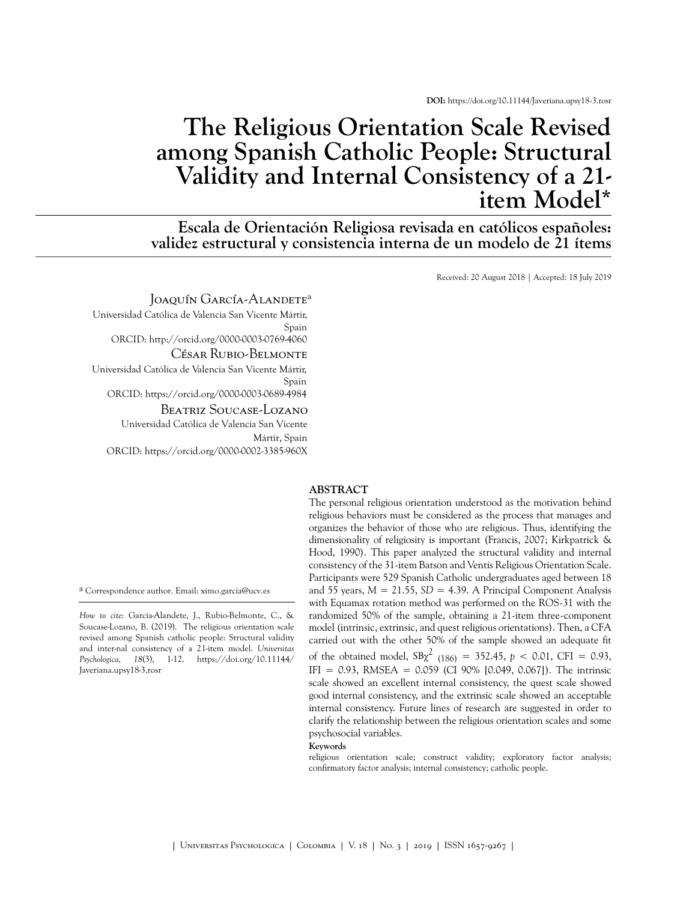DOI: https://doi.org/10.11144/Javeriana.upsy18-3.rosr

# The Religious Orientation Scale Revised among Spanish Catholic People: Structural Validity and Internal Consistency of a 21-item Model*

## Escala de Orientación Religiosa revisada en católicos españoles: validez estructural y consistencia interna de un modelo de 21 ítems

Received: 20 August 2018 | Accepted: 18 July 2019

JOAQUÍN GARCÍA-ALANDETE[a]
Universidad Católica de Valencia San Vicente Mártir, Spain
ORCID: http://orcid.org/0000-0003-0769-4060

CÉSAR RUBIO-BELMONTE
Universidad Católica de Valencia San Vicente Mártir, Spain
ORCID: https://orcid.org/0000-0003-0689-4984

BEATRIZ SOUCASE-LOZANO
Universidad Católica de Valencia San Vicente Mártir, Spain
ORCID: https://orcid.org/0000-0002-3385-960X

### ABSTRACT

The personal religious orientation understood as the motivation behind religious behaviors must be considered as the process that manages and organizes the behavior of those who are religious. Thus, identifying the dimensionality of religiosity is important (Francis, 2007; Kirkpatrick & Hood, 1990). This paper analyzed the structural validity and internal consistency of the 31-item Batson and Ventis Religious Orientation Scale. Participants were 529 Spanish Catholic undergraduates aged between 18 and 55 years, M = 21.55, *SD* = 4.39. A Principal Component Analysis with Equamax rotation method was performed on the ROS-31 with the randomized 50% of the sample, obtaining a 21-item three-component model (intrinsic, extrinsic, and quest religious orientations). Then, a CFA carried out with the other 50% of the sample showed an adequate fit of the obtained model, $SB\chi^2_{(186)} = 352.45$, $p < 0.01$, CFI = 0.93, IFI = 0.93, RMSEA = 0.059 (CI 90% [0.049, 0.067]). The intrinsic scale showed an excellent internal consistency, the quest scale showed good internal consistency, and the extrinsic scale showed an acceptable internal consistency. Future lines of research are suggested in order to clarify the relationship between the religious orientation scales and some psychosocial variables.

**Keywords**

religious orientation scale; construct validity; exploratory factor analysis; confirmatory factor analysis; internal consistency; catholic people.

[a] Correspondence author. Email: ximo.garcia@ucv.es

*How to cite*: García-Alandete, J., Rubio-Belmonte, C., & Soucase-Lozano, B. (2019). The religious orientation scale revised among Spanish catholic people: Structural validity and inter-nal consistency of a 21-item model. *Universitas Psychologica, 18*(3), 1-12. https://doi.org/10.11144/Javeriana.upsy18-3.rosr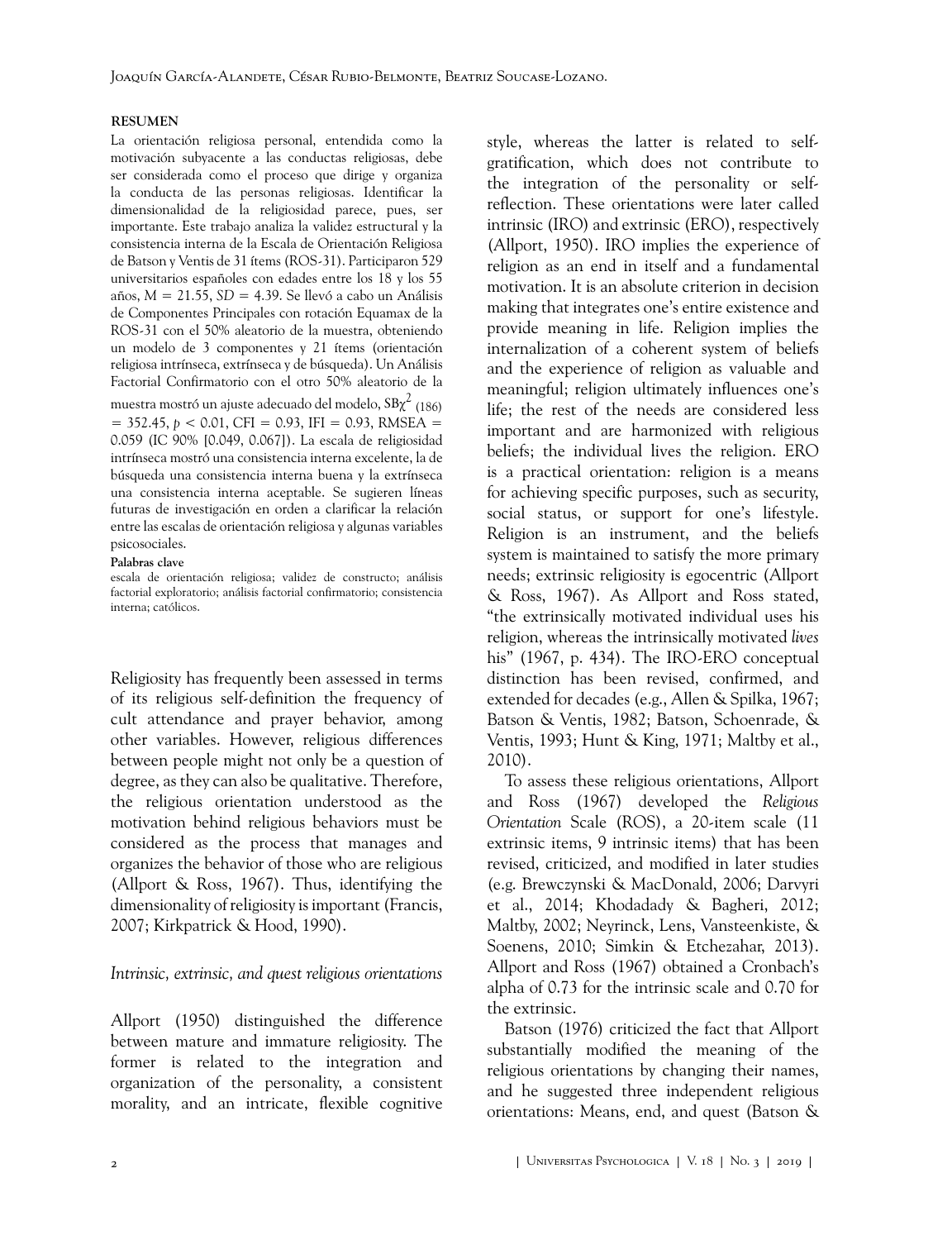**RESUMEN**

La orientación religiosa personal, entendida como la motivación subyacente a las conductas religiosas, debe ser considerada como el proceso que dirige y organiza la conducta de las personas religiosas. Identificar la dimensionalidad de la religiosidad parece, pues, ser importante. Este trabajo analiza la validez estructural y la consistencia interna de la Escala de Orientación Religiosa de Batson y Ventis de 31 ítems (ROS-31). Participaron 529 universitarios españoles con edades entre los 18 y los 55 años, $M = 21.55$, $SD = 4.39$. Se llevó a cabo un Análisis de Componentes Principales con rotación Equamax de la ROS-31 con el 50% aleatorio de la muestra, obteniendo un modelo de 3 componentes y 21 ítems (orientación religiosa intrínseca, extrínseca y de búsqueda). Un Análisis Factorial Confirmatorio con el otro 50% aleatorio de la muestra mostró un ajuste adecuado del modelo, $SB\chi^2_{(186)} = 352.45$, $p < 0.01$, CFI = 0.93, IFI = 0.93, RMSEA = 0.059 (IC 90% [0.049, 0.067]). La escala de religiosidad intrínseca mostró una consistencia interna excelente, la de búsqueda una consistencia interna buena y la extrínseca una consistencia interna aceptable. Se sugieren líneas futuras de investigación en orden a clarificar la relación entre las escalas de orientación religiosa y algunas variables psicosociales.

**Palabras clave**

escala de orientación religiosa; validez de constructo; análisis factorial exploratorio; análisis factorial confirmatorio; consistencia interna; católicos.

Religiosity has frequently been assessed in terms of its religious self-definition the frequency of cult attendance and prayer behavior, among other variables. However, religious differences between people might not only be a question of degree, as they can also be qualitative. Therefore, the religious orientation understood as the motivation behind religious behaviors must be considered as the process that manages and organizes the behavior of those who are religious (Allport & Ross, 1967). Thus, identifying the dimensionality of religiosity is important (Francis, 2007; Kirkpatrick & Hood, 1990).

### *Intrinsic, extrinsic, and quest religious orientations*

Allport (1950) distinguished the difference between mature and immature religiosity. The former is related to the integration and organization of the personality, a consistent morality, and an intricate, flexible cognitive style, whereas the latter is related to self-gratification, which does not contribute to the integration of the personality or self-reflection. These orientations were later called intrinsic (IRO) and extrinsic (ERO), respectively (Allport, 1950). IRO implies the experience of religion as an end in itself and a fundamental motivation. It is an absolute criterion in decision making that integrates one's entire existence and provide meaning in life. Religion implies the internalization of a coherent system of beliefs and the experience of religion as valuable and meaningful; religion ultimately influences one's life; the rest of the needs are considered less important and are harmonized with religious beliefs; the individual lives the religion. ERO is a practical orientation: religion is a means for achieving specific purposes, such as security, social status, or support for one's lifestyle. Religion is an instrument, and the beliefs system is maintained to satisfy the more primary needs; extrinsic religiosity is egocentric (Allport & Ross, 1967). As Allport and Ross stated, "the extrinsically motivated individual uses his religion, whereas the intrinsically motivated *lives* his" (1967, p. 434). The IRO-ERO conceptual distinction has been revised, confirmed, and extended for decades (e.g., Allen & Spilka, 1967; Batson & Ventis, 1982; Batson, Schoenrade, & Ventis, 1993; Hunt & King, 1971; Maltby et al., 2010).

To assess these religious orientations, Allport and Ross (1967) developed the *Religious Orientation* Scale (ROS), a 20-item scale (11 extrinsic items, 9 intrinsic items) that has been revised, criticized, and modified in later studies (e.g. Brewczynski & MacDonald, 2006; Darvyri et al., 2014; Khodadady & Bagheri, 2012; Maltby, 2002; Neyrinck, Lens, Vansteenkiste, & Soenens, 2010; Simkin & Etchezahar, 2013). Allport and Ross (1967) obtained a Cronbach's alpha of 0.73 for the intrinsic scale and 0.70 for the extrinsic.

Batson (1976) criticized the fact that Allport substantially modified the meaning of the religious orientations by changing their names, and he suggested three independent religious orientations: Means, end, and quest (Batson &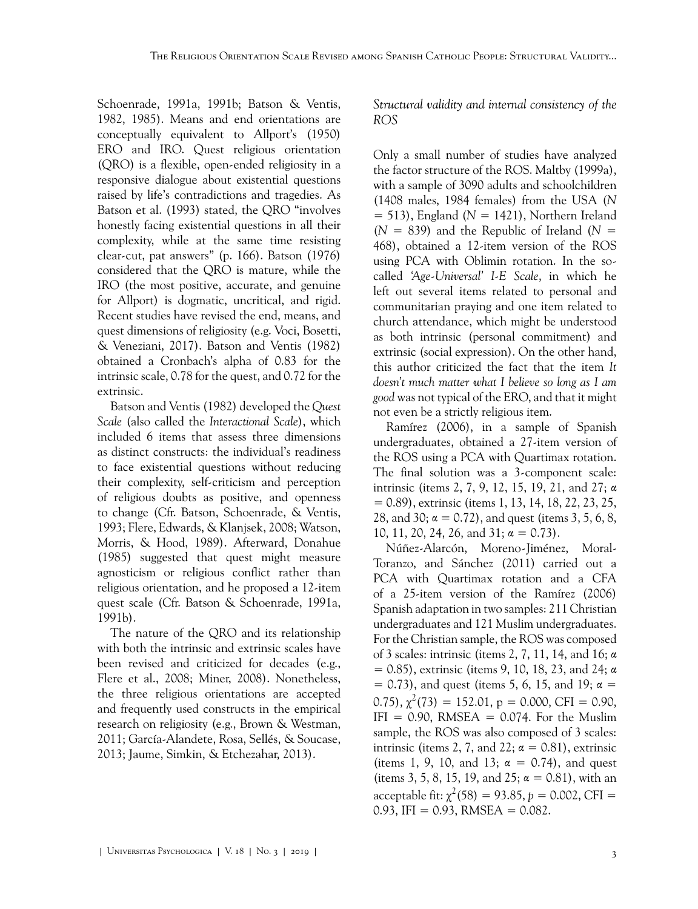Schoenrade, 1991a, 1991b; Batson & Ventis, 1982, 1985). Means and end orientations are conceptually equivalent to Allport's (1950) ERO and IRO. Quest religious orientation (QRO) is a flexible, open-ended religiosity in a responsive dialogue about existential questions raised by life's contradictions and tragedies. As Batson et al. (1993) stated, the QRO "involves honestly facing existential questions in all their complexity, while at the same time resisting clear-cut, pat answers" (p. 166). Batson (1976) considered that the QRO is mature, while the IRO (the most positive, accurate, and genuine for Allport) is dogmatic, uncritical, and rigid. Recent studies have revised the end, means, and quest dimensions of religiosity (e.g. Voci, Bosetti, & Veneziani, 2017). Batson and Ventis (1982) obtained a Cronbach's alpha of 0.83 for the intrinsic scale, 0.78 for the quest, and 0.72 for the extrinsic.

Batson and Ventis (1982) developed the *Quest Scale* (also called the *Interactional Scale*), which included 6 items that assess three dimensions as distinct constructs: the individual's readiness to face existential questions without reducing their complexity, self-criticism and perception of religious doubts as positive, and openness to change (Cfr. Batson, Schoenrade, & Ventis, 1993; Flere, Edwards, & Klanjsek, 2008; Watson, Morris, & Hood, 1989). Afterward, Donahue (1985) suggested that quest might measure agnosticism or religious conflict rather than religious orientation, and he proposed a 12-item quest scale (Cfr. Batson & Schoenrade, 1991a, 1991b).

The nature of the QRO and its relationship with both the intrinsic and extrinsic scales have been revised and criticized for decades (e.g., Flere et al., 2008; Miner, 2008). Nonetheless, the three religious orientations are accepted and frequently used constructs in the empirical research on religiosity (e.g., Brown & Westman, 2011; García-Alandete, Rosa, Sellés, & Soucase, 2013; Jaume, Simkin, & Etchezahar, 2013).

### *Structural validity and internal consistency of the ROS*

Only a small number of studies have analyzed the factor structure of the ROS. Maltby (1999a), with a sample of 3090 adults and schoolchildren (1408 males, 1984 females) from the USA (*N* = 513), England (*N* = 1421), Northern Ireland (*N* = 839) and the Republic of Ireland (*N* = 468), obtained a 12-item version of the ROS using PCA with Oblimin rotation. In the so-called *'Age-Universal' I-E Scale*, in which he left out several items related to personal and communitarian praying and one item related to church attendance, which might be understood as both intrinsic (personal commitment) and extrinsic (social expression). On the other hand, this author criticized the fact that the item *It doesn't much matter what I believe so long as I am good* was not typical of the ERO, and that it might not even be a strictly religious item.

Ramírez (2006), in a sample of Spanish undergraduates, obtained a 27-item version of the ROS using a PCA with Quartimax rotation. The final solution was a 3-component scale: intrinsic (items 2, 7, 9, 12, 15, 19, 21, and 27; $\alpha = 0.89$), extrinsic (items 1, 13, 14, 18, 22, 23, 25, 28, and 30; $\alpha = 0.72$), and quest (items 3, 5, 6, 8, 10, 11, 20, 24, 26, and 31; $\alpha = 0.73$).

Núñez-Alarcón, Moreno-Jiménez, Moral-Toranzo, and Sánchez (2011) carried out a PCA with Quartimax rotation and a CFA of a 25-item version of the Ramírez (2006) Spanish adaptation in two samples: 211 Christian undergraduates and 121 Muslim undergraduates. For the Christian sample, the ROS was composed of 3 scales: intrinsic (items 2, 7, 11, 14, and 16; $\alpha = 0.85$), extrinsic (items 9, 10, 18, 23, and 24; $\alpha = 0.73$), and quest (items 5, 6, 15, and 19; $\alpha = 0.75$), $\chi^2(73) = 152.01$, p = 0.000, CFI = 0.90, IFI = 0.90, RMSEA = 0.074. For the Muslim sample, the ROS was also composed of 3 scales: intrinsic (items 2, 7, and 22; $\alpha = 0.81$), extrinsic (items 1, 9, 10, and 13; $\alpha = 0.74$), and quest (items 3, 5, 8, 15, 19, and 25; $\alpha = 0.81$), with an acceptable fit: $\chi^2(58) = 93.85$, $p = 0.002$, CFI = 0.93, IFI = 0.93, RMSEA = 0.082.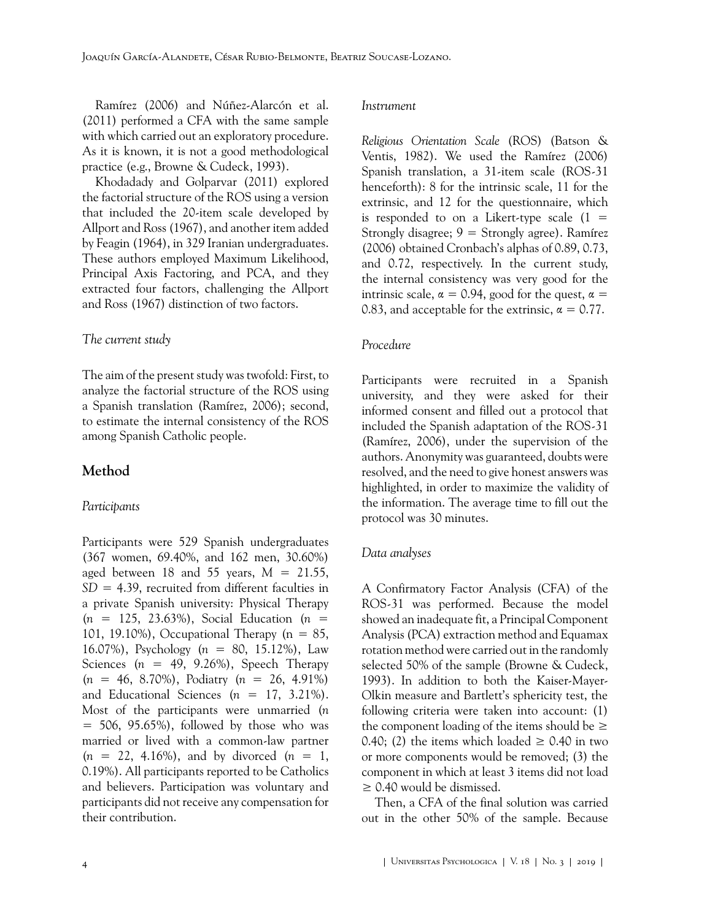Ramírez (2006) and Núñez-Alarcón et al. (2011) performed a CFA with the same sample with which carried out an exploratory procedure. As it is known, it is not a good methodological practice (e.g., Browne & Cudeck, 1993).

Khodadady and Golparvar (2011) explored the factorial structure of the ROS using a version that included the 20-item scale developed by Allport and Ross (1967), and another item added by Feagin (1964), in 329 Iranian undergraduates. These authors employed Maximum Likelihood, Principal Axis Factoring, and PCA, and they extracted four factors, challenging the Allport and Ross (1967) distinction of two factors.

### *The current study*

The aim of the present study was twofold: First, to analyze the factorial structure of the ROS using a Spanish translation (Ramírez, 2006); second, to estimate the internal consistency of the ROS among Spanish Catholic people.

## Method

### *Participants*

Participants were 529 Spanish undergraduates (367 women, 69.40%, and 162 men, 30.60%) aged between 18 and 55 years, $M = 21.55$, $SD = 4.39$, recruited from different faculties in a private Spanish university: Physical Therapy ($n = 125$, 23.63%), Social Education ($n = 101$, 19.10%), Occupational Therapy ($n = 85$, 16.07%), Psychology ($n = 80$, 15.12%), Law Sciences ($n = 49$, 9.26%), Speech Therapy ($n = 46$, 8.70%), Podiatry ($n = 26$, 4.91%) and Educational Sciences ($n = 17$, 3.21%). Most of the participants were unmarried ($n = 506$, 95.65%), followed by those who was married or lived with a common-law partner ($n = 22$, 4.16%), and by divorced ($n = 1$, 0.19%). All participants reported to be Catholics and believers. Participation was voluntary and participants did not receive any compensation for their contribution.

### *Instrument*

*Religious Orientation Scale* (ROS) (Batson & Ventis, 1982). We used the Ramírez (2006) Spanish translation, a 31-item scale (ROS-31 henceforth): 8 for the intrinsic scale, 11 for the extrinsic, and 12 for the questionnaire, which is responded to on a Likert-type scale (1 = Strongly disagree; 9 = Strongly agree). Ramírez (2006) obtained Cronbach's alphas of 0.89, 0.73, and 0.72, respectively. In the current study, the internal consistency was very good for the intrinsic scale, $\alpha = 0.94$, good for the quest, $\alpha = 0.83$, and acceptable for the extrinsic, $\alpha = 0.77$.

### *Procedure*

Participants were recruited in a Spanish university, and they were asked for their informed consent and filled out a protocol that included the Spanish adaptation of the ROS-31 (Ramírez, 2006), under the supervision of the authors. Anonymity was guaranteed, doubts were resolved, and the need to give honest answers was highlighted, in order to maximize the validity of the information. The average time to fill out the protocol was 30 minutes.

### *Data analyses*

A Confirmatory Factor Analysis (CFA) of the ROS-31 was performed. Because the model showed an inadequate fit, a Principal Component Analysis (PCA) extraction method and Equamax rotation method were carried out in the randomly selected 50% of the sample (Browne & Cudeck, 1993). In addition to both the Kaiser-Mayer-Olkin measure and Bartlett's sphericity test, the following criteria were taken into account: (1) the component loading of the items should be $\geq 0.40$; (2) the items which loaded $\geq 0.40$ in two or more components would be removed; (3) the component in which at least 3 items did not load $\geq 0.40$ would be dismissed.

Then, a CFA of the final solution was carried out in the other 50% of the sample. Because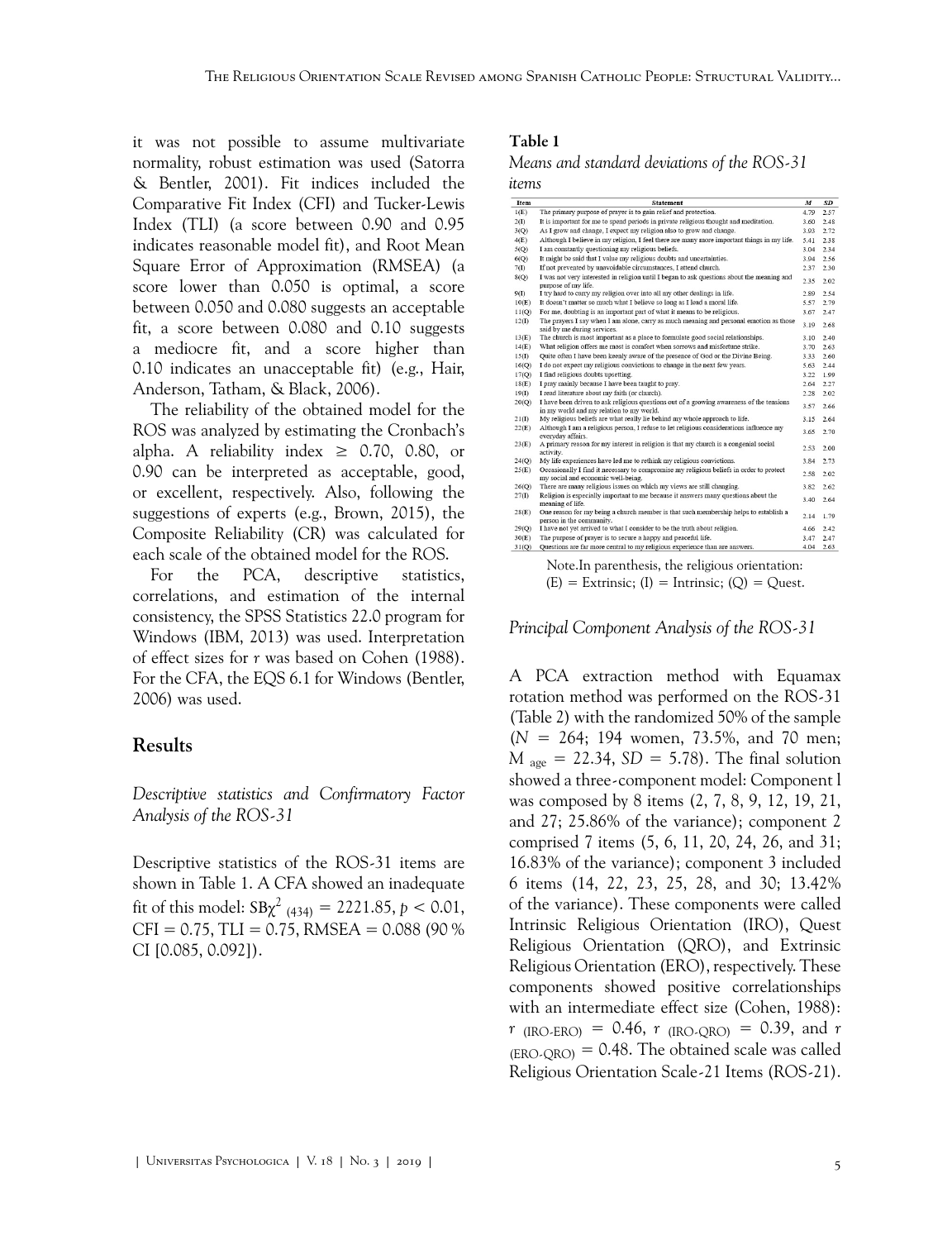it was not possible to assume multivariate normality, robust estimation was used (Satorra & Bentler, 2001). Fit indices included the Comparative Fit Index (CFI) and Tucker-Lewis Index (TLI) (a score between 0.90 and 0.95 indicates reasonable model fit), and Root Mean Square Error of Approximation (RMSEA) (a score lower than 0.050 is optimal, a score between 0.050 and 0.080 suggests an acceptable fit, a score between 0.080 and 0.10 suggests a mediocre fit, and a score higher than 0.10 indicates an unacceptable fit) (e.g., Hair, Anderson, Tatham, & Black, 2006).

The reliability of the obtained model for the ROS was analyzed by estimating the Cronbach's alpha. A reliability index ≥ 0.70, 0.80, or 0.90 can be interpreted as acceptable, good, or excellent, respectively. Also, following the suggestions of experts (e.g., Brown, 2015), the Composite Reliability (CR) was calculated for each scale of the obtained model for the ROS.

For the PCA, descriptive statistics, correlations, and estimation of the internal consistency, the SPSS Statistics 22.0 program for Windows (IBM, 2013) was used. Interpretation of effect sizes for *r* was based on Cohen (1988). For the CFA, the EQS 6.1 for Windows (Bentler, 2006) was used.

## Results

### *Descriptive statistics and Confirmatory Factor Analysis of the ROS-31*

Descriptive statistics of the ROS-31 items are shown in Table 1. A CFA showed an inadequate fit of this model: $SB\chi^2_{(434)} = 2221.85$, $p < 0.01$, CFI = 0.75, TLI = 0.75, RMSEA = 0.088 (90 % CI [0.085, 0.092]).

**Table 1**

*Means and standard deviations of the ROS-31 items*

| Item | Statement | *M* | *SD* |
|---|---|---|---|
| 1(E) | The primary purpose of prayer is to gain relief and protection. | 4.79 | 2.57 |
| 2(I) | It is important for me to spend periods in private religious thought and meditation. | 3.60 | 2.48 |
| 3(Q) | As I grow and change, I expect my religion also to grow and change. | 3.93 | 2.72 |
| 4(E) | Although I believe in my religion, I feel there are many more important things in my life. | 5.41 | 2.38 |
| 5(Q) | I am constantly questioning my religious beliefs. | 3.04 | 2.34 |
| 6(Q) | It might be said that I value my religious doubts and uncertainties. | 3.94 | 2.56 |
| 7(I) | If not prevented by unavoidable circumstances, I attend church. | 2.37 | 2.30 |
| 8(Q) | I was not very interested in religion until I began to ask questions about the meaning and purpose of my life. | 2.35 | 2.02 |
| 9(I) | I try hard to carry my religion over into all my other dealings in life. | 2.89 | 2.54 |
| 10(E) | It doesn't matter so much what I believe so long as I lead a moral life. | 5.57 | 2.79 |
| 11(Q) | For me, doubting is an important part of what it means to be religious. | 3.67 | 2.47 |
| 12(I) | The prayers I say when I am alone, carry as much meaning and personal emotion as those said by me during services. | 3.19 | 2.68 |
| 13(E) | The church is most important as a place to formulate good social relationships. | 3.10 | 2.40 |
| 14(E) | What religion offers me most is comfort when sorrows and misfortune strike. | 3.70 | 2.63 |
| 15(I) | Quite often I have been keenly aware of the presence of God or the Divine Being. | 3.33 | 2.60 |
| 16(Q) | I do not expect my religious convictions to change in the next few years. | 5.63 | 2.44 |
| 17(Q) | I find religious doubts upsetting. | 3.22 | 1.99 |
| 18(E) | I pray mainly because I have been taught to pray. | 2.64 | 2.27 |
| 19(I) | I read literature about my faith (or church). | 2.28 | 2.02 |
| 20(Q) | I have been driven to ask religious questions out of a growing awareness of the tensions in my world and my relation to my world. | 3.57 | 2.66 |
| 21(I) | My religious beliefs are what really lie behind my whole approach to life. | 3.15 | 2.64 |
| 22(E) | Although I am a religious person, I refuse to let religious considerations influence my everyday affairs. | 3.65 | 2.70 |
| 23(E) | A primary reason for my interest in religion is that my church is a congenial social activity. | 2.53 | 2.00 |
| 24(Q) | My life experiences have led me to rethink my religious convictions. | 3.84 | 2.73 |
| 25(E) | Occasionally I find it necessary to compromise my religious beliefs in order to protect my social and economic well-being. | 2.58 | 2.02 |
| 26(Q) | There are many religious issues on which my views are still changing. | 3.82 | 2.62 |
| 27(I) | Religion is especially important to me because it answers many questions about the meaning of life. | 3.40 | 2.64 |
| 28(E) | One reason for my being a church member is that such membership helps to establish a person in the community. | 2.14 | 1.70 |
| 29(Q) | I have not yet arrived to what I consider to be the truth about religion. | 4.66 | 2.42 |
| 30(E) | The purpose of prayer is to secure a happy and peaceful life. | 3.47 | 2.47 |
| 31(Q) | Questions are far more central to my religious experience than are answers. | 4.04 | 2.63 |

Note.In parenthesis, the religious orientation: (E) = Extrinsic; (I) = Intrinsic; (Q) = Quest.

### *Principal Component Analysis of the ROS-31*

A PCA extraction method with Equamax rotation method was performed on the ROS-31 (Table 2) with the randomized 50% of the sample ($N$ = 264; 194 women, 73.5%, and 70 men; $M_{age}$ = 22.34, $SD$ = 5.78). The final solution showed a three-component model: Component l was composed by 8 items (2, 7, 8, 9, 12, 19, 21, and 27; 25.86% of the variance); component 2 comprised 7 items (5, 6, 11, 20, 24, 26, and 31; 16.83% of the variance); component 3 included 6 items (14, 22, 23, 25, 28, and 30; 13.42% of the variance). These components were called Intrinsic Religious Orientation (IRO), Quest Religious Orientation (QRO), and Extrinsic Religious Orientation (ERO), respectively. These components showed positive correlationships with an intermediate effect size (Cohen, 1988): $r_{(IRO\text{-}ERO)} = 0.46$, $r_{(IRO\text{-}QRO)} = 0.39$, and $r_{(ERO\text{-}QRO)} = 0.48$. The obtained scale was called Religious Orientation Scale-21 Items (ROS-21).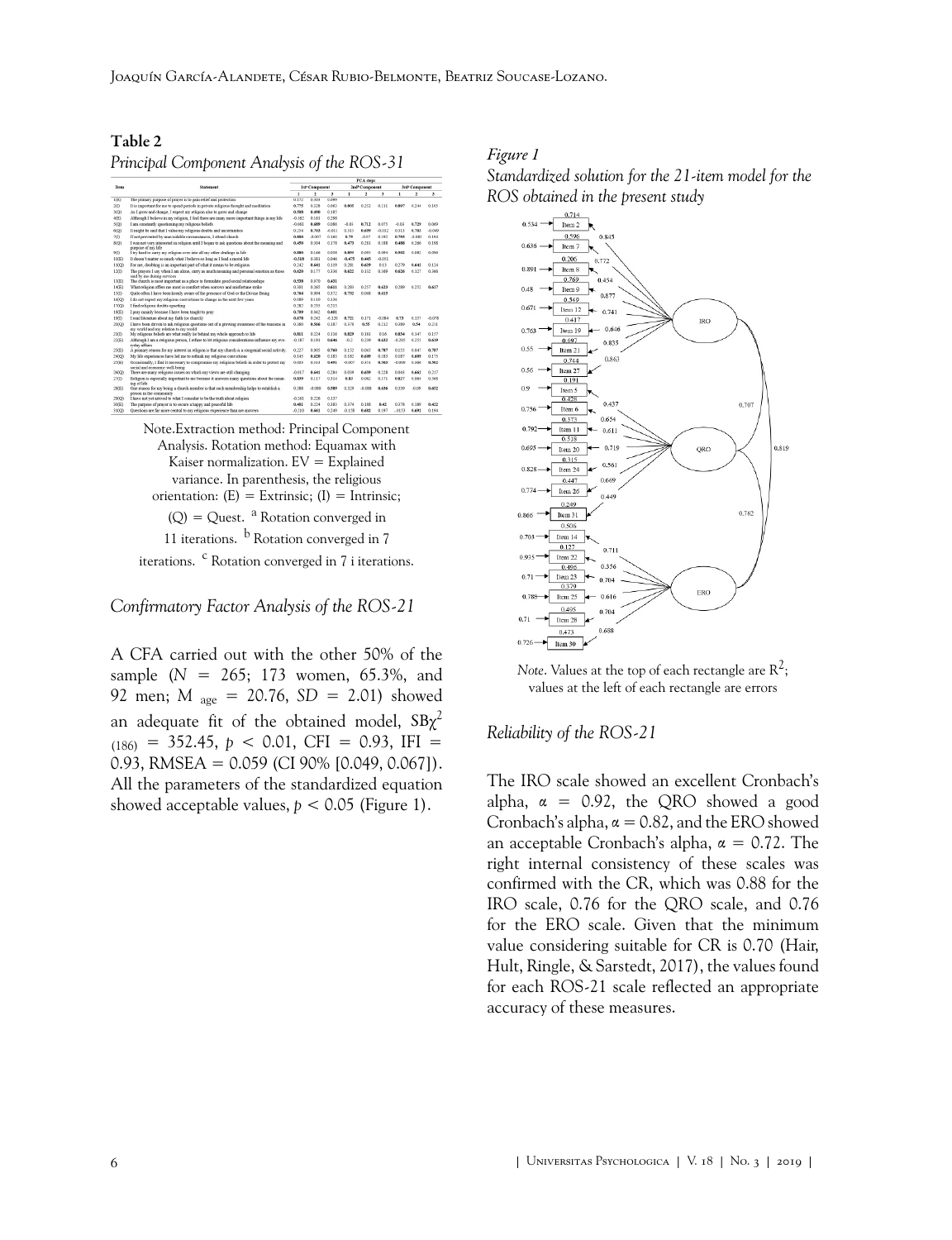**Table 2**

*Principal Component Analysis of the ROS-31*

| Item | Statement | PCA steps | | | | | | | | |
|---|---|---|---|---|---|---|---|---|---|---|
| | | 1st Component | | | 2nd Component | | | 3rd Component | | |
| | | 1 | 2 | 3 | 1 | 2 | 3 | 1 | 2 | 3 |
| 1(E) | The primary purpose of prayer is to gain relief and protection | 0.172 | 0.303 | 0.099 | | | | | | |
| 2(I) | It is important for me to spend periods in private religious thought and meditation | 0.775 | 0.328 | 0.063 | 0.805 | 0.252 | 0.131 | 0.807 | 0.249 | 0.165 |
| 3(Q) | As I grow and change, I expect my religion also to grow and change | 0.588 | 0.498 | 0.187 | | | | | | |
| 4(E) | Although I believe in my religion, I feel there are many more important things in my life | -0.162 | 0.161 | 0.258 | | | | | | |
| 5(Q) | I am constantly questioning my religious beliefs | -0.051 | 0.689 | 0.086 | -0.03 | 0.712 | 0.075 | -0.03 | 0.729 | 0.069 |
| 6(Q) | It might be said that I value my religious doubts and uncertainties | 0.294 | 0.703 | -0.011 | 0.313 | 0.699 | -0.032 | 0.313 | 0.703 | -0.049 |
| 7(I) | If not prevented by unavoidable circumstances, I attend church | 0.800 | -0.007 | 0.160 | 0.79 | -0.07 | 0.192 | 0.793 | -0.082 | 0.194 |
| 8(Q) | I was not very interested in religion until I began to ask questions about the meaning and purpose of my life | 0.493 | 0.304 | 0.178 | 0.473 | 0.251 | 0.188 | 0.488 | 0.266 | 0.158 |
| 9(I) | I try hard to carry my religion over into all my other dealings in life | 0.880 | 0.166 | 0.038 | 0.895 | 0.093 | 0.094 | 0.902 | 0.082 | 0.096 |
| 10(E) | It doesn't matter so much what I believe so long as I lead a moral life | -0.518 | 0.181 | 0.046 | -0.475 | 0.445 | -0.051 | | | |
| 11(Q) | For me, doubting is an important part of what it means to be religious | 0.242 | 0.641 | 0.159 | 0.281 | 0.639 | 0.15 | 0.279 | 0.641 | 0.124 |
| 12(I) | The prayers I say when I am alone, carry as much meaning and personal emotion as those said by me during services | 0.620 | 0.177 | 0.336 | 0.622 | 0.152 | 0.169 | 0.626 | 0.127 | 0.366 |
| 13(E) | The church is most important as a place to formulate good social relationships | 0.538 | 0.070 | 0.431 | | | | | | |
| 14(E) | What religion offers me most is comfort when sorrows and misfortune strike | 0.301 | 0.365 | 0.631 | 0.283 | 0.257 | 0.623 | 0.289 | 0.251 | 0.617 |
| 15(I) | Quite often I have been keenly aware of the presence of God or the Divine Being | 0.764 | 0.094 | 0.372 | 0.752 | 0.048 | 0.415 | | | |
| 16(Q) | I do not expect my religious convictions to change in the next few years | 0.099 | 0.110 | 0.136 | | | | | | |
| 17(Q) | I find religious doubts upsetting | 0.282 | 0.255 | 0.215 | | | | | | |
| 18(E) | I pray mainly because I have been taught to pray | 0.709 | 0.042 | 0.401 | | | | | | |
| 19(I) | I read literature about my faith (or church) | 0.678 | 0.242 | -0.120 | 0.721 | 0.171 | -0.084 | 0.73 | 0.157 | -0.078 |
| 20(Q) | I have been driven to ask religious questions out of a growing awareness of the tensions in my world and my relation to my world | 0.360 | 0.566 | 0.187 | 0.378 | 0.55 | 0.212 | 0.389 | 0.54 | 0.211 |
| 21(I) | My religious beliefs are what really lie behind my whole approach to life | 0.811 | 0.224 | 0.116 | 0.829 | 0.161 | 0.16 | 0.834 | 0.147 | 0.157 |
| 22(E) | Although I am a religious person, I refuse to let religious considerations influence my everyday affairs | -0.187 | 0.191 | 0.646 | -0.2 | 0.239 | 0.632 | -0.205 | 0.251 | 0.619 |
| 23(E) | A primary reason for my interest in religion is that my church is a congenial social activity | 0.227 | 0.005 | 0.760 | 0.152 | 0.065 | 0.787 | 0.155 | 0.047 | 0.787 |
| 24(Q) | My life experiences have led me to rethink my religious convictions | 0.145 | 0.620 | 0.185 | 0.182 | 0.699 | 0.183 | 0.187 | 0.699 | 0.175 |
| 25(E) | Occasionally, I find it necessary to compromise my religious beliefs in order to protect my social and economic well-being | 0.019 | 0.413 | 0.491 | -0.007 | 0.351 | 0.563 | -0.009 | 0.346 | 0.562 |
| 26(Q) | There are many religious issues on which my views are still changing | -0.017 | 0.641 | 0.284 | 0.039 | 0.659 | 0.228 | 0.043 | 0.661 | 0.217 |
| 27(I) | Religion is especially important to me because it answers many questions about the meaning of life | 0.859 | 0.117 | 0.314 | 0.83 | 0.062 | 0.371 | 0.827 | 0.064 | 0.368 |
| 28(E) | One reason for my being a church member is that such membership helps to establish a person in the community | 0.388 | -0.080 | 0.589 | 0.329 | -0.188 | 0.636 | 0.339 | -0.09 | 0.632 |
| 29(Q) | I have not yet arrived to what I consider to be the truth about religion | -0.261 | 0.226 | 0.137 | | | | | | |
| 30(E) | The purpose of prayer is to secure a happy and peaceful life | 0.481 | 0.224 | 0.383 | 0.374 | 0.158 | 0.42 | 0.378 | 0.189 | 0.422 |
| 31(Q) | Questions are far more central to my religious experience than are answers | -0.210 | 0.461 | 0.249 | -0.158 | 0.602 | 0.197 | -0.153 | 0.601 | 0.154 |

Note. Extraction method: Principal Component Analysis. Rotation method: Equamax with Kaiser normalization. EV = Explained variance. In parenthesis, the religious orientation: (E) = Extrinsic; (I) = Intrinsic; (Q) = Quest. [a] Rotation converged in 11 iterations. [b] Rotation converged in 7 iterations. [c] Rotation converged in 7 i iterations.

### *Confirmatory Factor Analysis of the ROS-21*

A CFA carried out with the other 50% of the sample ($N$ = 265; 173 women, 65.3%, and 92 men; $M_{age}$ = 20.76, $SD$ = 2.01) showed an adequate fit of the obtained model, $SB\chi^2_{(186)} = 352.45$, $p < 0.01$, CFI = 0.93, IFI = 0.93, RMSEA = 0.059 (CI 90% [0.049, 0.067]). All the parameters of the standardized equation showed acceptable values, $p < 0.05$ (Figure 1).

*Figure 1*

*Standardized solution for the 21-item model for the ROS obtained in the present study*

*Note*. Values at the top of each rectangle are $R^2$; values at the left of each rectangle are errors

### *Reliability of the ROS-21*

The IRO scale showed an excellent Cronbach's alpha, $\alpha = 0.92$, the QRO showed a good Cronbach's alpha, $\alpha = 0.82$, and the ERO showed an acceptable Cronbach's alpha, $\alpha = 0.72$. The right internal consistency of these scales was confirmed with the CR, which was 0.88 for the IRO scale, 0.76 for the QRO scale, and 0.76 for the ERO scale. Given that the minimum value considering suitable for CR is 0.70 (Hair, Hult, Ringle, & Sarstedt, 2017), the values found for each ROS-21 scale reflected an appropriate accuracy of these measures.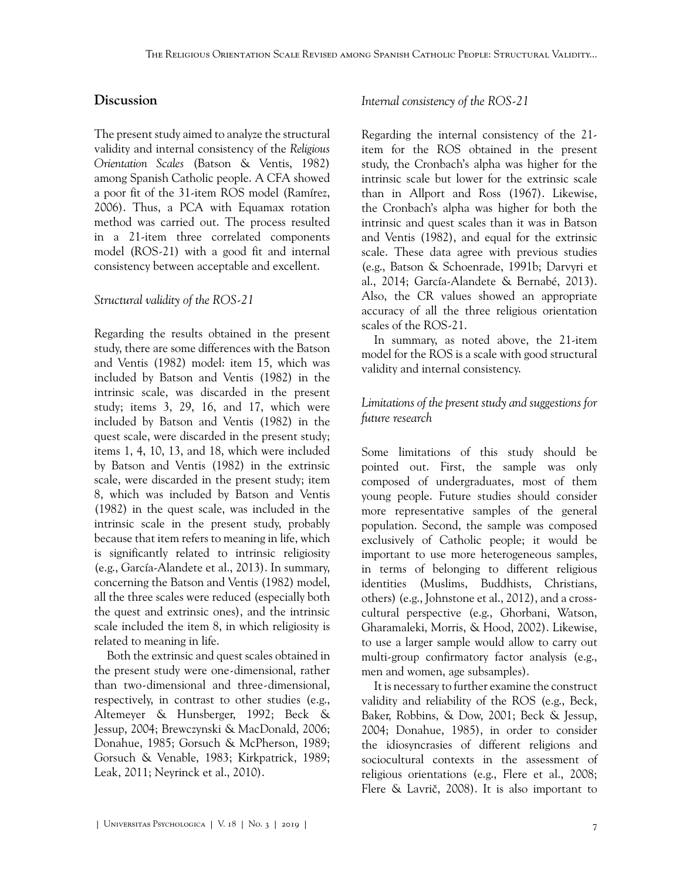## Discussion

The present study aimed to analyze the structural validity and internal consistency of the *Religious Orientation Scales* (Batson & Ventis, 1982) among Spanish Catholic people. A CFA showed a poor fit of the 31-item ROS model (Ramírez, 2006). Thus, a PCA with Equamax rotation method was carried out. The process resulted in a 21-item three correlated components model (ROS-21) with a good fit and internal consistency between acceptable and excellent.

### *Structural validity of the ROS-21*

Regarding the results obtained in the present study, there are some differences with the Batson and Ventis (1982) model: item 15, which was included by Batson and Ventis (1982) in the intrinsic scale, was discarded in the present study; items 3, 29, 16, and 17, which were included by Batson and Ventis (1982) in the quest scale, were discarded in the present study; items 1, 4, 10, 13, and 18, which were included by Batson and Ventis (1982) in the extrinsic scale, were discarded in the present study; item 8, which was included by Batson and Ventis (1982) in the quest scale, was included in the intrinsic scale in the present study, probably because that item refers to meaning in life, which is significantly related to intrinsic religiosity (e.g., García-Alandete et al., 2013). In summary, concerning the Batson and Ventis (1982) model, all the three scales were reduced (especially both the quest and extrinsic ones), and the intrinsic scale included the item 8, in which religiosity is related to meaning in life.

Both the extrinsic and quest scales obtained in the present study were one-dimensional, rather than two-dimensional and three-dimensional, respectively, in contrast to other studies (e.g., Altemeyer & Hunsberger, 1992; Beck & Jessup, 2004; Brewczynski & MacDonald, 2006; Donahue, 1985; Gorsuch & McPherson, 1989; Gorsuch & Venable, 1983; Kirkpatrick, 1989; Leak, 2011; Neyrinck et al., 2010).

### *Internal consistency of the ROS-21*

Regarding the internal consistency of the 21-item for the ROS obtained in the present study, the Cronbach's alpha was higher for the intrinsic scale but lower for the extrinsic scale than in Allport and Ross (1967). Likewise, the Cronbach's alpha was higher for both the intrinsic and quest scales than it was in Batson and Ventis (1982), and equal for the extrinsic scale. These data agree with previous studies (e.g., Batson & Schoenrade, 1991b; Darvyri et al., 2014; García-Alandete & Bernabé, 2013). Also, the CR values showed an appropriate accuracy of all the three religious orientation scales of the ROS-21.

In summary, as noted above, the 21-item model for the ROS is a scale with good structural validity and internal consistency.

### *Limitations of the present study and suggestions for future research*

Some limitations of this study should be pointed out. First, the sample was only composed of undergraduates, most of them young people. Future studies should consider more representative samples of the general population. Second, the sample was composed exclusively of Catholic people; it would be important to use more heterogeneous samples, in terms of belonging to different religious identities (Muslims, Buddhists, Christians, others) (e.g., Johnstone et al., 2012), and a cross-cultural perspective (e.g., Ghorbani, Watson, Gharamaleki, Morris, & Hood, 2002). Likewise, to use a larger sample would allow to carry out multi-group confirmatory factor analysis (e.g., men and women, age subsamples).

It is necessary to further examine the construct validity and reliability of the ROS (e.g., Beck, Baker, Robbins, & Dow, 2001; Beck & Jessup, 2004; Donahue, 1985), in order to consider the idiosyncrasies of different religions and sociocultural contexts in the assessment of religious orientations (e.g., Flere et al., 2008; Flere & Lavrič, 2008). It is also important to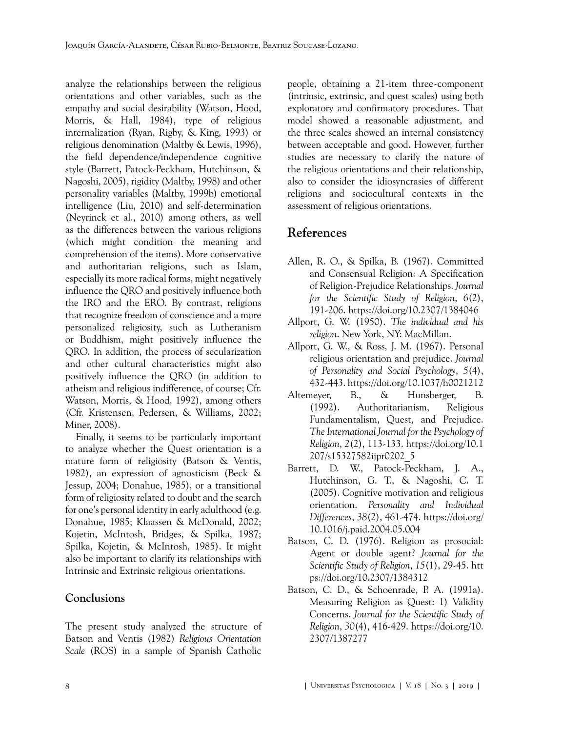analyze the relationships between the religious orientations and other variables, such as the empathy and social desirability (Watson, Hood, Morris, & Hall, 1984), type of religious internalization (Ryan, Rigby, & King, 1993) or religious denomination (Maltby & Lewis, 1996), the field dependence/independence cognitive style (Barrett, Patock-Peckham, Hutchinson, & Nagoshi, 2005), rigidity (Maltby, 1998) and other personality variables (Maltby, 1999b) emotional intelligence (Liu, 2010) and self-determination (Neyrinck et al., 2010) among others, as well as the differences between the various religions (which might condition the meaning and comprehension of the items). More conservative and authoritarian religions, such as Islam, especially its more radical forms, might negatively influence the QRO and positively influence both the IRO and the ERO. By contrast, religions that recognize freedom of conscience and a more personalized religiosity, such as Lutheranism or Buddhism, might positively influence the QRO. In addition, the process of secularization and other cultural characteristics might also positively influence the QRO (in addition to atheism and religious indifference, of course; Cfr. Watson, Morris, & Hood, 1992), among others (Cfr. Kristensen, Pedersen, & Williams, 2002; Miner, 2008).

Finally, it seems to be particularly important to analyze whether the Quest orientation is a mature form of religiosity (Batson & Ventis, 1982), an expression of agnosticism (Beck & Jessup, 2004; Donahue, 1985), or a transitional form of religiosity related to doubt and the search for one's personal identity in early adulthood (e.g. Donahue, 1985; Klaassen & McDonald, 2002; Kojetin, McIntosh, Bridges, & Spilka, 1987; Spilka, Kojetin, & McIntosh, 1985). It might also be important to clarify its relationships with Intrinsic and Extrinsic religious orientations.

## Conclusions

The present study analyzed the structure of Batson and Ventis (1982) *Religious Orientation Scale* (ROS) in a sample of Spanish Catholic people, obtaining a 21-item three-component (intrinsic, extrinsic, and quest scales) using both exploratory and confirmatory procedures. That model showed a reasonable adjustment, and the three scales showed an internal consistency between acceptable and good. However, further studies are necessary to clarify the nature of the religious orientations and their relationship, also to consider the idiosyncrasies of different religions and sociocultural contexts in the assessment of religious orientations.

## References

Allen, R. O., & Spilka, B. (1967). Committed and Consensual Religion: A Specification of Religion-Prejudice Relationships. *Journal for the Scientific Study of Religion*, *6*(2), 191-206. https://doi.org/10.2307/1384046

Allport, G. W. (1950). *The individual and his religion*. New York, NY: MacMillan.

Allport, G. W., & Ross, J. M. (1967). Personal religious orientation and prejudice. *Journal of Personality and Social Psychology*, *5*(4), 432-443. https://doi.org/10.1037/h0021212

Altemeyer, B., & Hunsberger, B. (1992). Authoritarianism, Religious Fundamentalism, Quest, and Prejudice. *The International Journal for the Psychology of Religion*, *2*(2), 113-133. https://doi.org/10.1207/s15327582ijpr0202_5

Barrett, D. W., Patock-Peckham, J. A., Hutchinson, G. T., & Nagoshi, C. T. (2005). Cognitive motivation and religious orientation. *Personality and Individual Differences*, *38*(2), 461-474. https://doi.org/10.1016/j.paid.2004.05.004

Batson, C. D. (1976). Religion as prosocial: Agent or double agent? *Journal for the Scientific Study of Religion*, *15*(1), 29-45. https://doi.org/10.2307/1384312

Batson, C. D., & Schoenrade, P. A. (1991a). Measuring Religion as Quest: 1) Validity Concerns. *Journal for the Scientific Study of Religion*, *30*(4), 416-429. https://doi.org/10.2307/1387277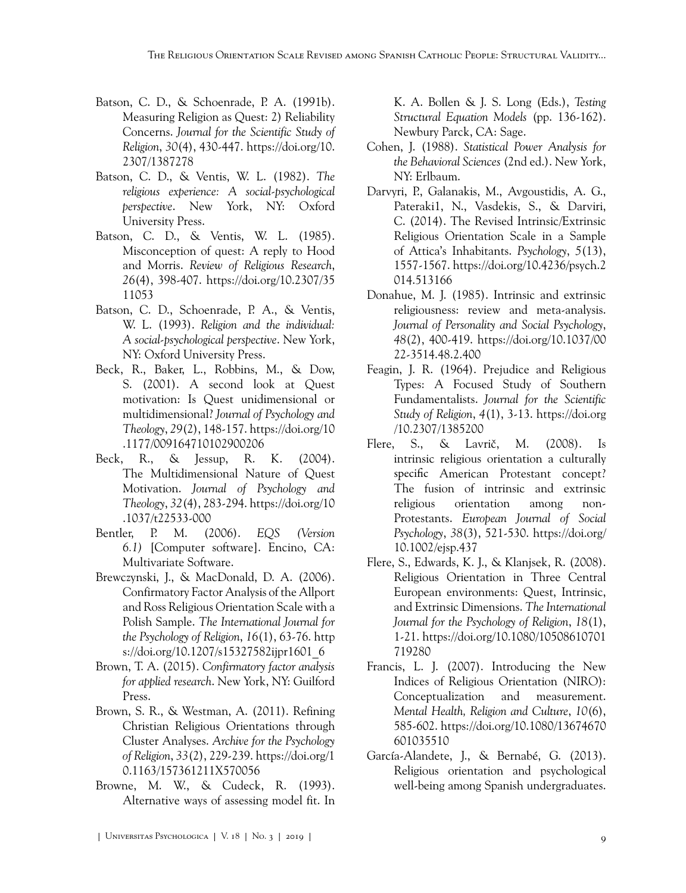Batson, C. D., & Schoenrade, P. A. (1991b). Measuring Religion as Quest: 2) Reliability Concerns. *Journal for the Scientific Study of Religion*, *30*(4), 430-447. https://doi.org/10.2307/1387278

Batson, C. D., & Ventis, W. L. (1982). *The religious experience: A social-psychological perspective*. New York, NY: Oxford University Press.

Batson, C. D., & Ventis, W. L. (1985). Misconception of quest: A reply to Hood and Morris. *Review of Religious Research*, *26*(4), 398-407. https://doi.org/10.2307/3511053

Batson, C. D., Schoenrade, P. A., & Ventis, W. L. (1993). *Religion and the individual: A social-psychological perspective*. New York, NY: Oxford University Press.

Beck, R., Baker, L., Robbins, M., & Dow, S. (2001). A second look at Quest motivation: Is Quest unidimensional or multidimensional? *Journal of Psychology and Theology*, *29*(2), 148-157. https://doi.org/10.1177/009164710102900206

Beck, R., & Jessup, R. K. (2004). The Multidimensional Nature of Quest Motivation. *Journal of Psychology and Theology*, *32*(4), 283-294. https://doi.org/10.1037/t22533-000

Bentler, P. M. (2006). *EQS (Version 6.1)* [Computer software]. Encino, CA: Multivariate Software.

Brewczynski, J., & MacDonald, D. A. (2006). Confirmatory Factor Analysis of the Allport and Ross Religious Orientation Scale with a Polish Sample. *The International Journal for the Psychology of Religion*, *16*(1), 63-76. https://doi.org/10.1207/s15327582ijpr1601_6

Brown, T. A. (2015). *Confirmatory factor analysis for applied research*. New York, NY: Guilford Press.

Brown, S. R., & Westman, A. (2011). Refining Christian Religious Orientations through Cluster Analyses. *Archive for the Psychology of Religion*, *33*(2), 229-239. https://doi.org/10.1163/157361211X570056

Browne, M. W., & Cudeck, R. (1993). Alternative ways of assessing model fit. In K. A. Bollen & J. S. Long (Eds.), *Testing Structural Equation Models* (pp. 136-162). Newbury Parck, CA: Sage.

Cohen, J. (1988). *Statistical Power Analysis for the Behavioral Sciences* (2nd ed.). New York, NY: Erlbaum.

Darvyri, P., Galanakis, M., Avgoustidis, A. G., Pateraki1, N., Vasdekis, S., & Darviri, C. (2014). The Revised Intrinsic/Extrinsic Religious Orientation Scale in a Sample of Attica's Inhabitants. *Psychology*, *5*(13), 1557-1567. https://doi.org/10.4236/psych.2014.513166

Donahue, M. J. (1985). Intrinsic and extrinsic religiousness: review and meta-analysis. *Journal of Personality and Social Psychology*, *48*(2), 400-419. https://doi.org/10.1037/0022-3514.48.2.400

Feagin, J. R. (1964). Prejudice and Religious Types: A Focused Study of Southern Fundamentalists. *Journal for the Scientific Study of Religion*, *4*(1), 3-13. https://doi.org/10.2307/1385200

Flere, S., & Lavrič, M. (2008). Is intrinsic religious orientation a culturally specific American Protestant concept? The fusion of intrinsic and extrinsic religious orientation among non-Protestants. *European Journal of Social Psychology*, *38*(3), 521-530. https://doi.org/10.1002/ejsp.437

Flere, S., Edwards, K. J., & Klanjsek, R. (2008). Religious Orientation in Three Central European environments: Quest, Intrinsic, and Extrinsic Dimensions. *The International Journal for the Psychology of Religion*, *18*(1), 1-21. https://doi.org/10.1080/10508610701719280

Francis, L. J. (2007). Introducing the New Indices of Religious Orientation (NIRO): Conceptualization and measurement. *Mental Health, Religion and Culture*, *10*(6), 585-602. https://doi.org/10.1080/13674670601035510

García-Alandete, J., & Bernabé, G. (2013). Religious orientation and psychological well-being among Spanish undergraduates.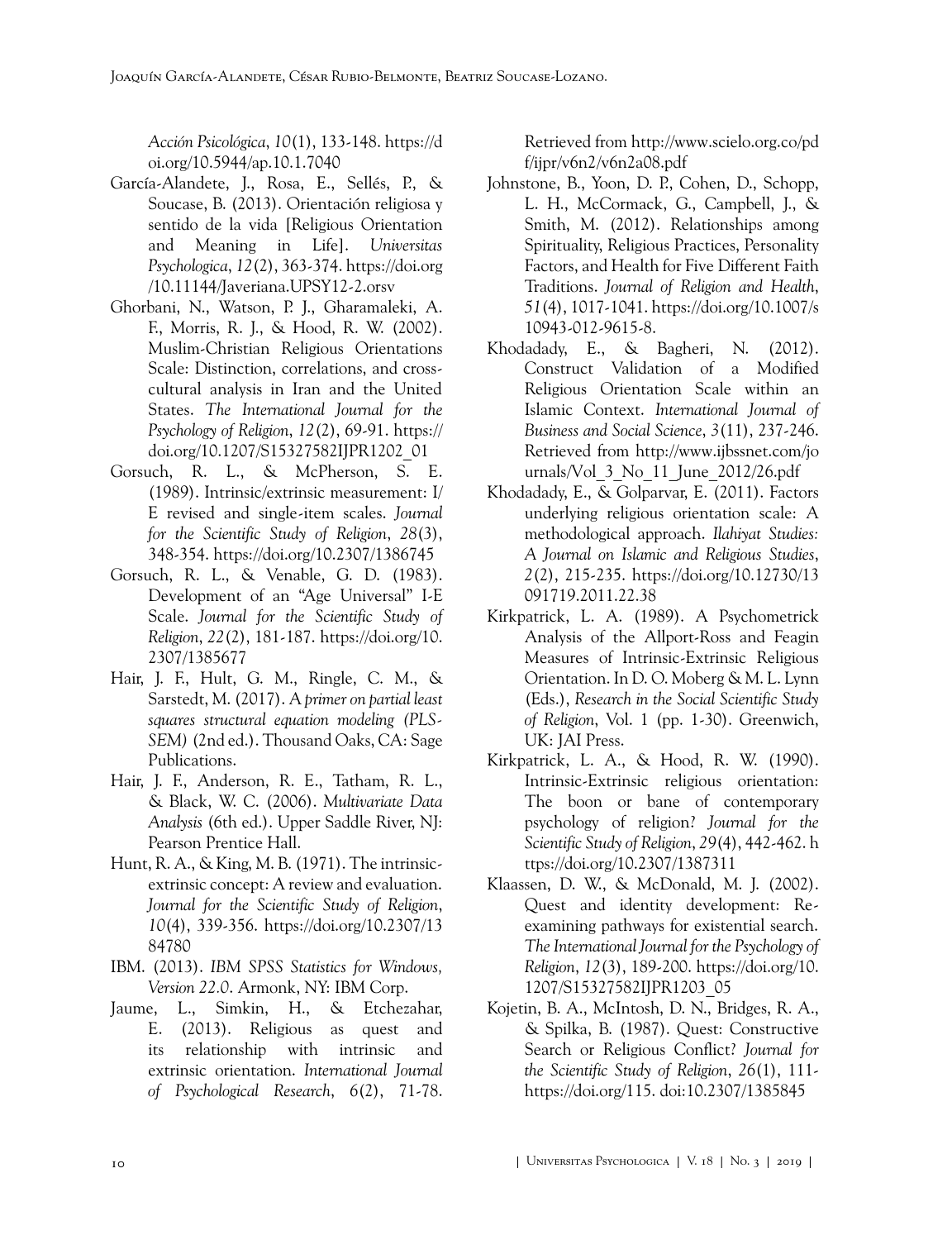*Acción Psicológica*, *10*(1), 133-148. https://doi.org/10.5944/ap.10.1.7040

García-Alandete, J., Rosa, E., Sellés, P., & Soucase, B. (2013). Orientación religiosa y sentido de la vida [Religious Orientation and Meaning in Life]. *Universitas Psychologica*, *12*(2), 363-374. https://doi.org/10.11144/Javeriana.UPSY12-2.orsv

Ghorbani, N., Watson, P. J., Gharamaleki, A. F., Morris, R. J., & Hood, R. W. (2002). Muslim-Christian Religious Orientations Scale: Distinction, correlations, and cross-cultural analysis in Iran and the United States. *The International Journal for the Psychology of Religion*, *12*(2), 69-91. https://doi.org/10.1207/S15327582IJPR1202_01

Gorsuch, R. L., & McPherson, S. E. (1989). Intrinsic/extrinsic measurement: I/E revised and single-item scales. *Journal for the Scientific Study of Religion*, *28*(3), 348-354. https://doi.org/10.2307/1386745

Gorsuch, R. L., & Venable, G. D. (1983). Development of an "Age Universal" I-E Scale. *Journal for the Scientific Study of Religion*, *22*(2), 181-187. https://doi.org/10.2307/1385677

Hair, J. F., Hult, G. M., Ringle, C. M., & Sarstedt, M. (2017). *A primer on partial least squares structural equation modeling (PLS-SEM)* (2nd ed.). Thousand Oaks, CA: Sage Publications.

Hair, J. F., Anderson, R. E., Tatham, R. L., & Black, W. C. (2006). *Multivariate Data Analysis* (6th ed.). Upper Saddle River, NJ: Pearson Prentice Hall.

Hunt, R. A., & King, M. B. (1971). The intrinsic-extrinsic concept: A review and evaluation. *Journal for the Scientific Study of Religion*, *10*(4), 339-356. https://doi.org/10.2307/1384780

IBM. (2013). *IBM SPSS Statistics for Windows, Version 22.0*. Armonk, NY: IBM Corp.

Jaume, L., Simkin, H., & Etchezahar, E. (2013). Religious as quest and its relationship with intrinsic and extrinsic orientation. *International Journal of Psychological Research*, 6(2), 71-78. Retrieved from http://www.scielo.org.co/pdf/ijpr/v6n2/v6n2a08.pdf

Johnstone, B., Yoon, D. P., Cohen, D., Schopp, L. H., McCormack, G., Campbell, J., & Smith, M. (2012). Relationships among Spirituality, Religious Practices, Personality Factors, and Health for Five Different Faith Traditions. *Journal of Religion and Health*, *51*(4), 1017-1041. https://doi.org/10.1007/s10943-012-9615-8.

Khodadady, E., & Bagheri, N. (2012). Construct Validation of a Modified Religious Orientation Scale within an Islamic Context. *International Journal of Business and Social Science*, *3*(11), 237-246. Retrieved from http://www.ijbssnet.com/journals/Vol_3_No_11_June_2012/26.pdf

Khodadady, E., & Golparvar, E. (2011). Factors underlying religious orientation scale: A methodological approach. *Ilahiyat Studies: A Journal on Islamic and Religious Studies*, *2*(2), 215-235. https://doi.org/10.12730/13091719.2011.22.38

Kirkpatrick, L. A. (1989). A Psychometrick Analysis of the Allport-Ross and Feagin Measures of Intrinsic-Extrinsic Religious Orientation. In D. O. Moberg & M. L. Lynn (Eds.), *Research in the Social Scientific Study of Religion*, Vol. 1 (pp. 1-30). Greenwich, UK: JAI Press.

Kirkpatrick, L. A., & Hood, R. W. (1990). Intrinsic-Extrinsic religious orientation: The boon or bane of contemporary psychology of religion? *Journal for the Scientific Study of Religion*, *29*(4), 442-462. https://doi.org/10.2307/1387311

Klaassen, D. W., & McDonald, M. J. (2002). Quest and identity development: Re-examining pathways for existential search. *The International Journal for the Psychology of Religion*, *12*(3), 189-200. https://doi.org/10.1207/S15327582IJPR1203_05

Kojetin, B. A., McIntosh, D. N., Bridges, R. A., & Spilka, B. (1987). Quest: Constructive Search or Religious Conflict? *Journal for the Scientific Study of Religion*, *26*(1), 111-https://doi.org/115. doi:10.2307/1385845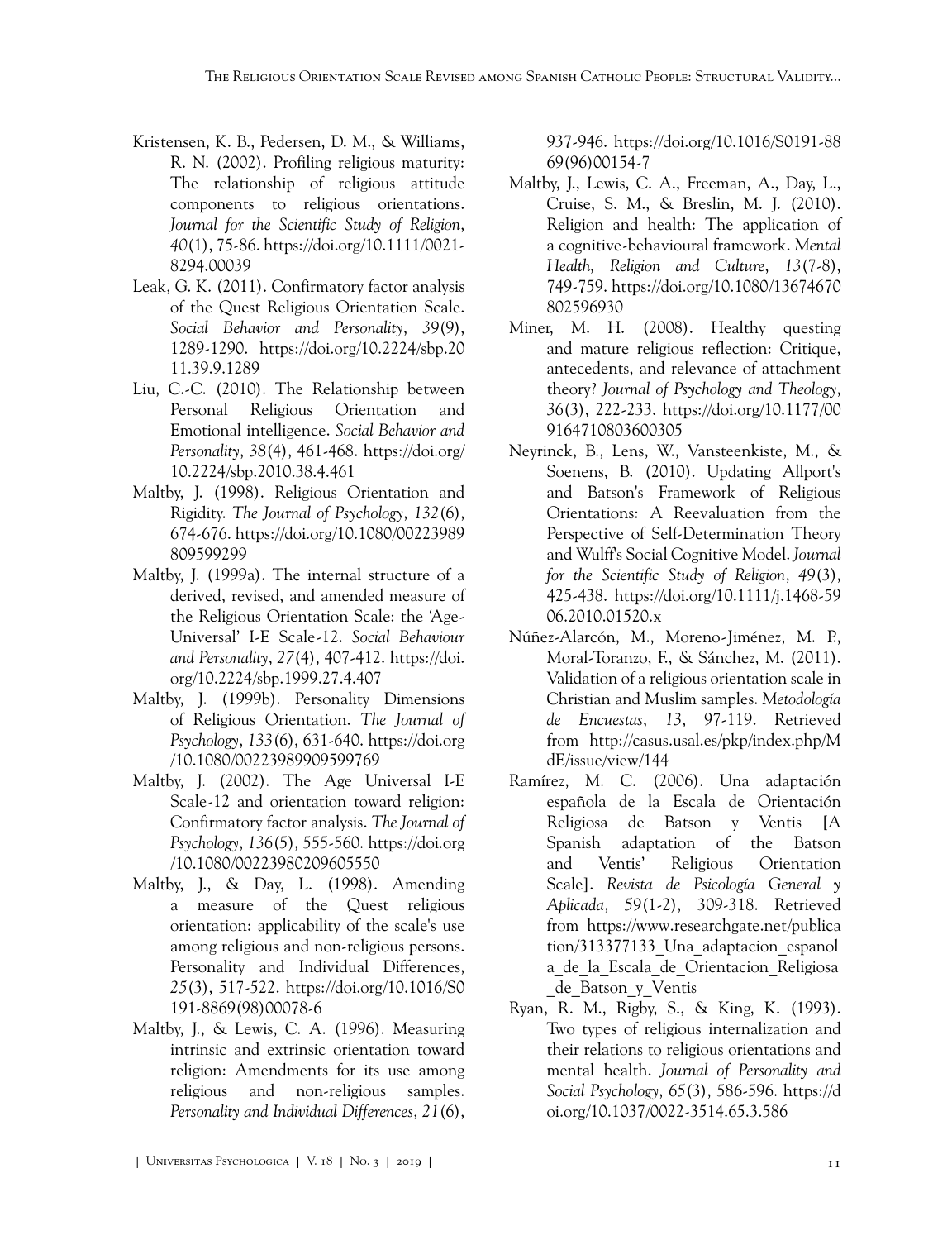Kristensen, K. B., Pedersen, D. M., & Williams, R. N. (2002). Profiling religious maturity: The relationship of religious attitude components to religious orientations. *Journal for the Scientific Study of Religion*, *40*(1), 75-86. https://doi.org/10.1111/0021-8294.00039

Leak, G. K. (2011). Confirmatory factor analysis of the Quest Religious Orientation Scale. *Social Behavior and Personality*, *39*(9), 1289-1290. https://doi.org/10.2224/sbp.2011.39.9.1289

Liu, C.-C. (2010). The Relationship between Personal Religious Orientation and Emotional intelligence. *Social Behavior and Personality*, *38*(4), 461-468. https://doi.org/10.2224/sbp.2010.38.4.461

Maltby, J. (1998). Religious Orientation and Rigidity. *The Journal of Psychology*, *132*(6), 674-676. https://doi.org/10.1080/00223989809599299

Maltby, J. (1999a). The internal structure of a derived, revised, and amended measure of the Religious Orientation Scale: the 'Age-Universal' I-E Scale-12. *Social Behaviour and Personality*, *27*(4), 407-412. https://doi.org/10.2224/sbp.1999.27.4.407

Maltby, J. (1999b). Personality Dimensions of Religious Orientation. *The Journal of Psychology*, *133*(6), 631-640. https://doi.org/10.1080/00223989909599769

Maltby, J. (2002). The Age Universal I-E Scale-12 and orientation toward religion: Confirmatory factor analysis. *The Journal of Psychology*, *136*(5), 555-560. https://doi.org/10.1080/00223980209605550

Maltby, J., & Day, L. (1998). Amending a measure of the Quest religious orientation: applicability of the scale's use among religious and non-religious persons. Personality and Individual Differences, *25*(3), 517-522. https://doi.org/10.1016/S0191-8869(98)00078-6

Maltby, J., & Lewis, C. A. (1996). Measuring intrinsic and extrinsic orientation toward religion: Amendments for its use among religious and non-religious samples. *Personality and Individual Differences*, *21*(6), 937-946. https://doi.org/10.1016/S0191-8869(96)00154-7

Maltby, J., Lewis, C. A., Freeman, A., Day, L., Cruise, S. M., & Breslin, M. J. (2010). Religion and health: The application of a cognitive-behavioural framework. *Mental Health, Religion and Culture*, *13*(7-8), 749-759. https://doi.org/10.1080/13674670802596930

Miner, M. H. (2008). Healthy questing and mature religious reflection: Critique, antecedents, and relevance of attachment theory? *Journal of Psychology and Theology*, *36*(3), 222-233. https://doi.org/10.1177/009164710803600305

Neyrinck, B., Lens, W., Vansteenkiste, M., & Soenens, B. (2010). Updating Allport's and Batson's Framework of Religious Orientations: A Reevaluation from the Perspective of Self-Determination Theory and Wulff's Social Cognitive Model. *Journal for the Scientific Study of Religion*, *49*(3), 425-438. https://doi.org/10.1111/j.1468-5906.2010.01520.x

Núñez-Alarcón, M., Moreno-Jiménez, M. P., Moral-Toranzo, F., & Sánchez, M. (2011). Validation of a religious orientation scale in Christian and Muslim samples. *Metodología de Encuestas*, *13*, 97-119. Retrieved from http://casus.usal.es/pkp/index.php/MdE/issue/view/144

Ramírez, M. C. (2006). Una adaptación española de la Escala de Orientación Religiosa de Batson y Ventis [A Spanish adaptation of the Batson and Ventis' Religious Orientation Scale]. *Revista de Psicología General y Aplicada*, *59*(1-2), 309-318. Retrieved from https://www.researchgate.net/publication/313377133_Una_adaptacion_espanola_de_la_Escala_de_Orientacion_Religiosa_de_Batson_y_Ventis

Ryan, R. M., Rigby, S., & King, K. (1993). Two types of religious internalization and their relations to religious orientations and mental health. *Journal of Personality and Social Psychology*, *65*(3), 586-596. https://doi.org/10.1037/0022-3514.65.3.586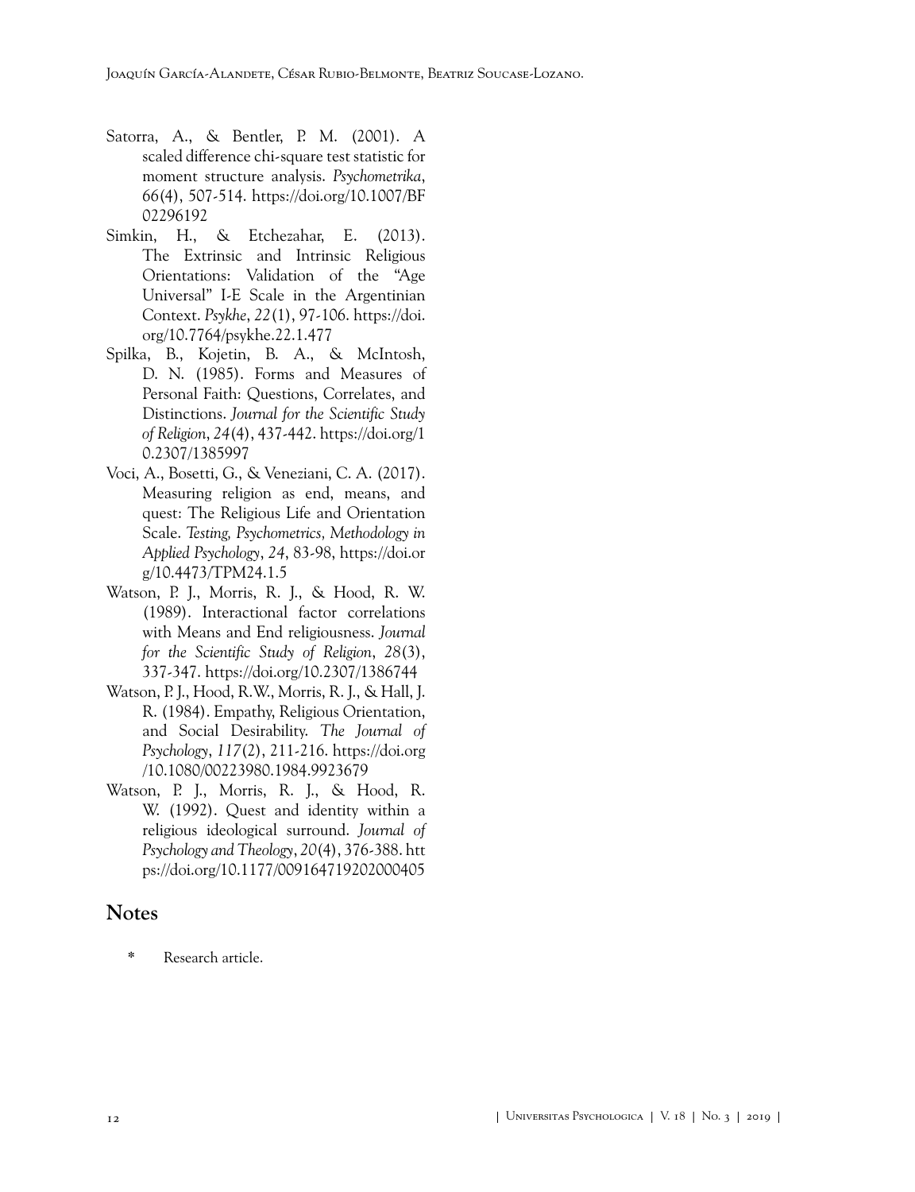Satorra, A., & Bentler, P. M. (2001). A scaled difference chi-square test statistic for moment structure analysis. *Psychometrika*, *66*(4), 507-514. https://doi.org/10.1007/BF02296192

Simkin, H., & Etchezahar, E. (2013). The Extrinsic and Intrinsic Religious Orientations: Validation of the "Age Universal" I-E Scale in the Argentinian Context. *Psykhe*, *22*(1), 97-106. https://doi.org/10.7764/psykhe.22.1.477

Spilka, B., Kojetin, B. A., & McIntosh, D. N. (1985). Forms and Measures of Personal Faith: Questions, Correlates, and Distinctions. *Journal for the Scientific Study of Religion*, *24*(4), 437-442. https://doi.org/10.2307/1385997

Voci, A., Bosetti, G., & Veneziani, C. A. (2017). Measuring religion as end, means, and quest: The Religious Life and Orientation Scale. *Testing, Psychometrics, Methodology in Applied Psychology*, *24*, 83-98, https://doi.org/10.4473/TPM24.1.5

Watson, P. J., Morris, R. J., & Hood, R. W. (1989). Interactional factor correlations with Means and End religiousness. *Journal for the Scientific Study of Religion*, *28*(3), 337-347. https://doi.org/10.2307/1386744

Watson, P. J., Hood, R.W., Morris, R. J., & Hall, J. R. (1984). Empathy, Religious Orientation, and Social Desirability. *The Journal of Psychology*, *117*(2), 211-216. https://doi.org/10.1080/00223980.1984.9923679

Watson, P. J., Morris, R. J., & Hood, R. W. (1992). Quest and identity within a religious ideological surround. *Journal of Psychology and Theology*, *20*(4), 376-388. https://doi.org/10.1177/009164719202000405

## Notes

\* Research article.